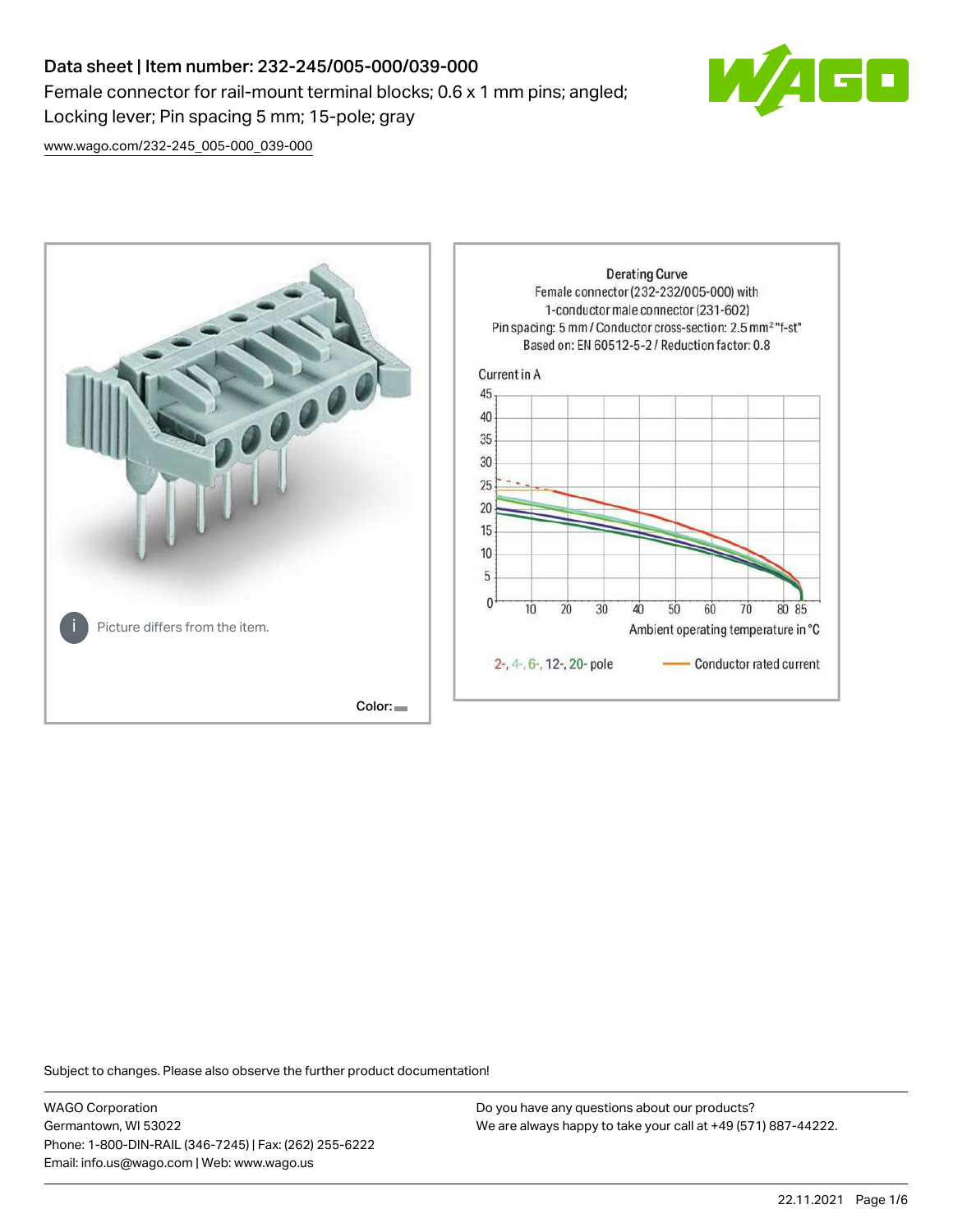# Data sheet | Item number: 232-245/005-000/039-000

Female connector for rail-mount terminal blocks; 0.6 x 1 mm pins; angled; Locking lever; Pin spacing 5 mm; 15-pole; gray

www.wago.com/232-245_005-000_039-000

Picture differs from the item.

Color:

Derating Curve
Female connector (232-232/005-000) with 1-conductor male connector (231-602)
Pin spacing: 5 mm / Conductor cross-section: 2.5 mm² "f-st"
Based on: EN 60512-5-2 / Reduction factor: 0.8

Current in A

Ambient operating temperature in °C

2-, 4-, 6-, 12-, 20- pole — Conductor rated current

Subject to changes. Please also observe the further product documentation!

WAGO Corporation
Germantown, WI 53022
Phone: 1-800-DIN-RAIL (346-7245) | Fax: (262) 255-6222
Email: info.us@wago.com | Web: www.wago.us

Do you have any questions about our products?
We are always happy to take your call at +49 (571) 887-44222.

22.11.2021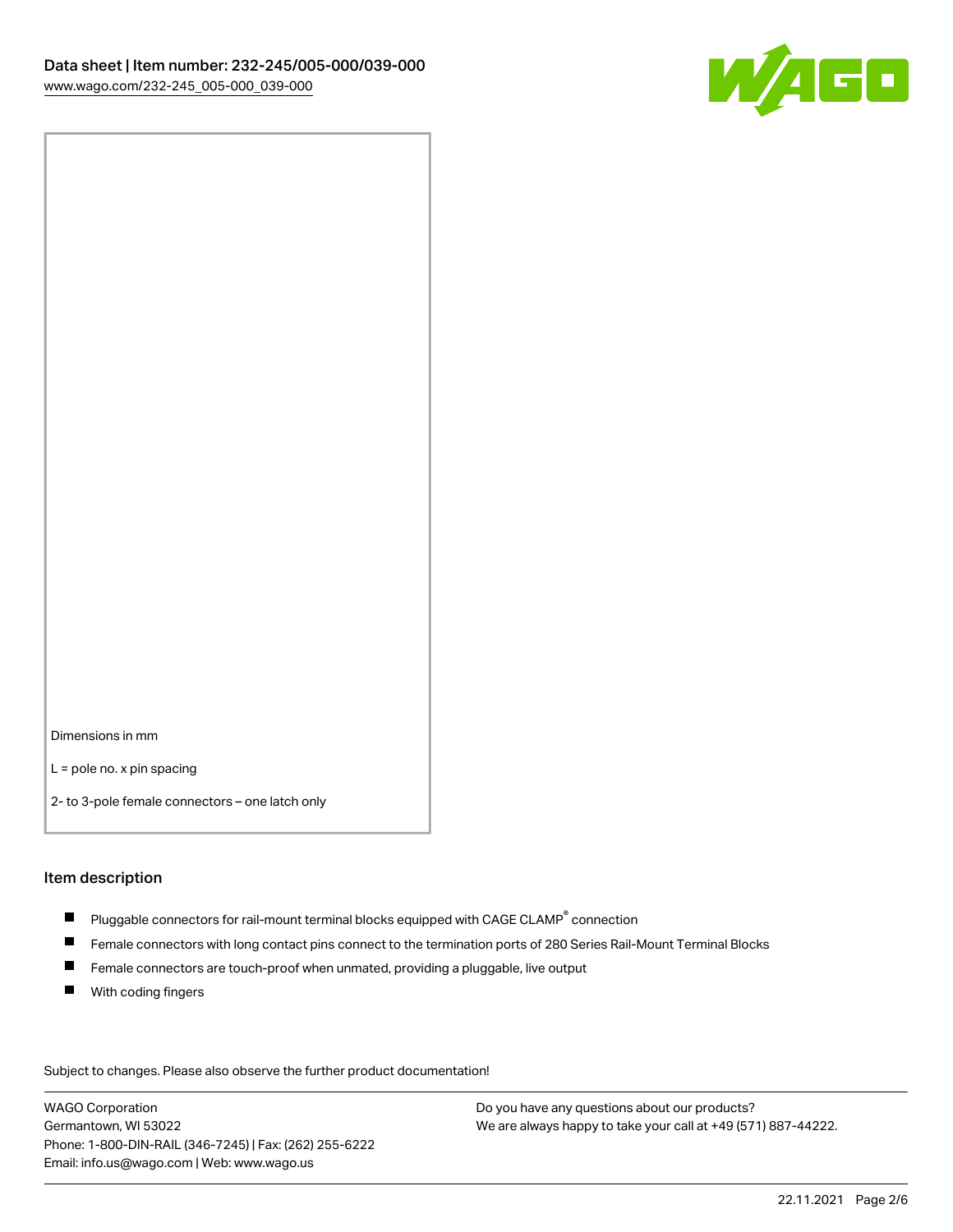Dimensions in mm

L = pole no. x pin spacing

2- to 3-pole female connectors – one latch only

## Item description

- Pluggable connectors for rail-mount terminal blocks equipped with CAGE CLAMP® connection
- Female connectors with long contact pins connect to the termination ports of 280 Series Rail-Mount Terminal Blocks
- Female connectors are touch-proof when unmated, providing a pluggable, live output
- With coding fingers

Subject to changes. Please also observe the further product documentation!

WAGO Corporation
Germantown, WI 53022
Phone: 1-800-DIN-RAIL (346-7245) | Fax: (262) 255-6222
Email: info.us@wago.com | Web: www.wago.us

Do you have any questions about our products?
We are always happy to take your call at +49 (571) 887-44222.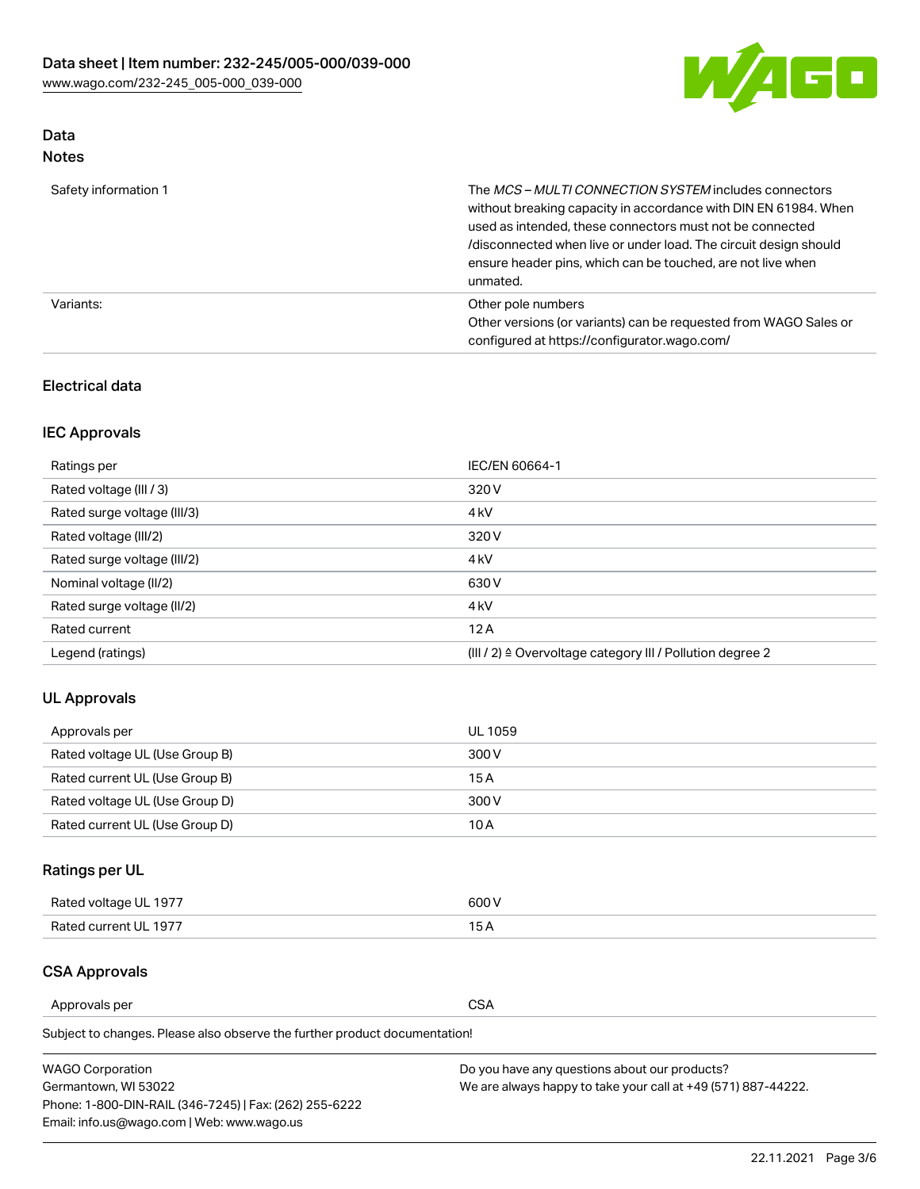## Data

### Notes

| | |
|---|---|
| Safety information 1 | The *MCS – MULTI CONNECTION SYSTEM* includes connectors without breaking capacity in accordance with DIN EN 61984. When used as intended, these connectors must not be connected /disconnected when live or under load. The circuit design should ensure header pins, which can be touched, are not live when unmated. |
| Variants: | Other pole numbers<br>Other versions (or variants) can be requested from WAGO Sales or configured at https://configurator.wago.com/ |

## Electrical data

### IEC Approvals

| | |
|---|---|
| Ratings per | IEC/EN 60664-1 |
| Rated voltage (III / 3) | 320 V |
| Rated surge voltage (III/3) | 4 kV |
| Rated voltage (III/2) | 320 V |
| Rated surge voltage (III/2) | 4 kV |
| Nominal voltage (II/2) | 630 V |
| Rated surge voltage (II/2) | 4 kV |
| Rated current | 12 A |
| Legend (ratings) | (III / 2) ≙ Overvoltage category III / Pollution degree 2 |

### UL Approvals

| | |
|---|---|
| Approvals per | UL 1059 |
| Rated voltage UL (Use Group B) | 300 V |
| Rated current UL (Use Group B) | 15 A |
| Rated voltage UL (Use Group D) | 300 V |
| Rated current UL (Use Group D) | 10 A |

### Ratings per UL

| | |
|---|---|
| Rated voltage UL 1977 | 600 V |
| Rated current UL 1977 | 15 A |

### CSA Approvals

| | |
|---|---|
| Approvals per | CSA |

Subject to changes. Please also observe the further product documentation!

WAGO Corporation
Germantown, WI 53022
Phone: 1-800-DIN-RAIL (346-7245) | Fax: (262) 255-6222
Email: info.us@wago.com | Web: www.wago.us

Do you have any questions about our products?
We are always happy to take your call at +49 (571) 887-44222.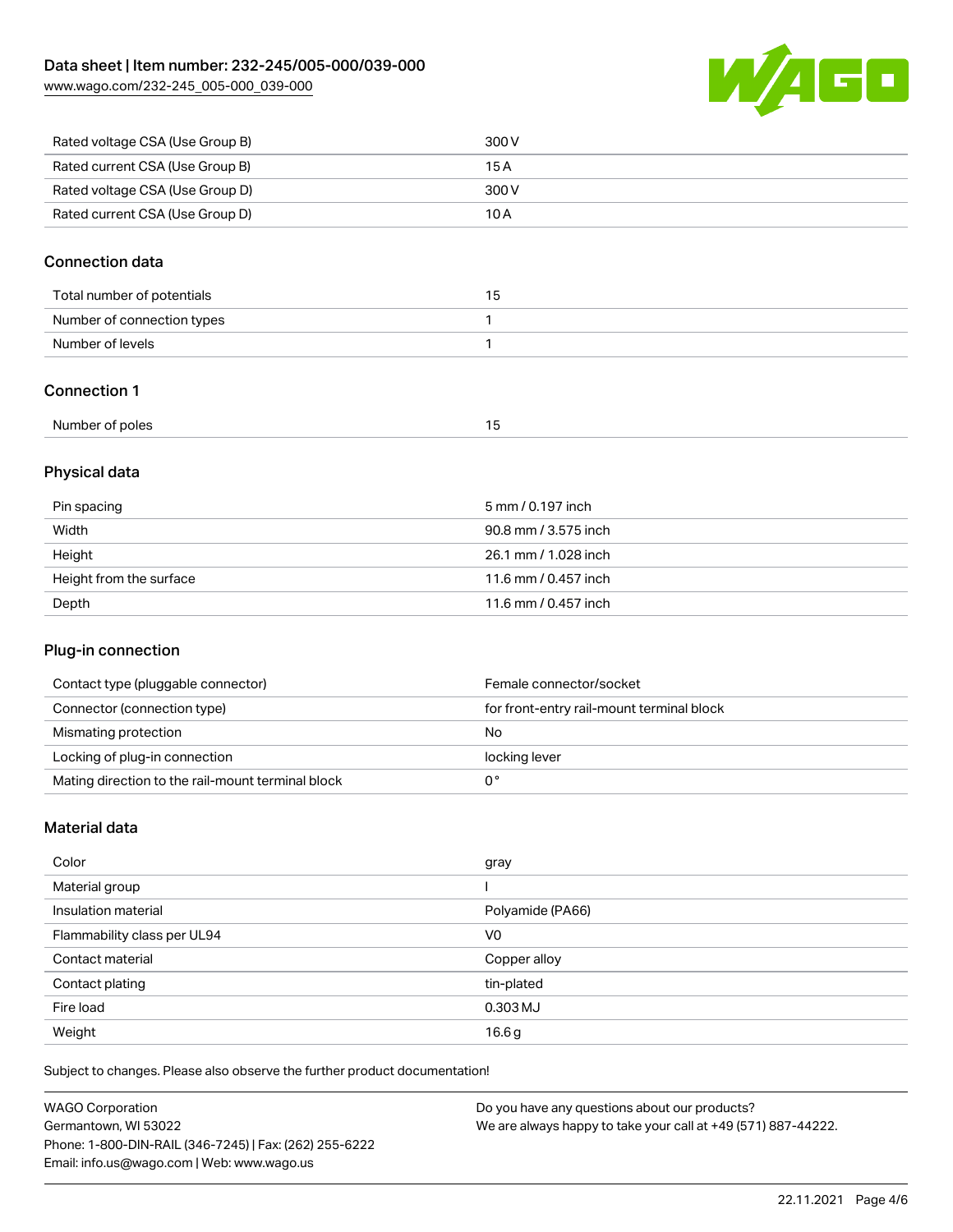| Rated voltage CSA (Use Group B) | 300 V |
| --- | --- |
| Rated current CSA (Use Group B) | 15 A |
| Rated voltage CSA (Use Group D) | 300 V |
| Rated current CSA (Use Group D) | 10 A |

## Connection data

| Total number of potentials | 15 |
| --- | --- |
| Number of connection types | 1 |
| Number of levels | 1 |

## Connection 1

| Number of poles | 15 |
| --- | --- |

## Physical data

| Pin spacing | 5 mm / 0.197 inch |
| --- | --- |
| Width | 90.8 mm / 3.575 inch |
| Height | 26.1 mm / 1.028 inch |
| Height from the surface | 11.6 mm / 0.457 inch |
| Depth | 11.6 mm / 0.457 inch |

## Plug-in connection

| Contact type (pluggable connector) | Female connector/socket |
| --- | --- |
| Connector (connection type) | for front-entry rail-mount terminal block |
| Mismating protection | No |
| Locking of plug-in connection | locking lever |
| Mating direction to the rail-mount terminal block | 0 ° |

## Material data

| Color | gray |
| --- | --- |
| Material group | I |
| Insulation material | Polyamide (PA66) |
| Flammability class per UL94 | V0 |
| Contact material | Copper alloy |
| Contact plating | tin-plated |
| Fire load | 0.303 MJ |
| Weight | 16.6 g |

Subject to changes. Please also observe the further product documentation!

WAGO Corporation
Germantown, WI 53022
Phone: 1-800-DIN-RAIL (346-7245) | Fax: (262) 255-6222
Email: info.us@wago.com | Web: www.wago.us

Do you have any questions about our products?
We are always happy to take your call at +49 (571) 887-44222.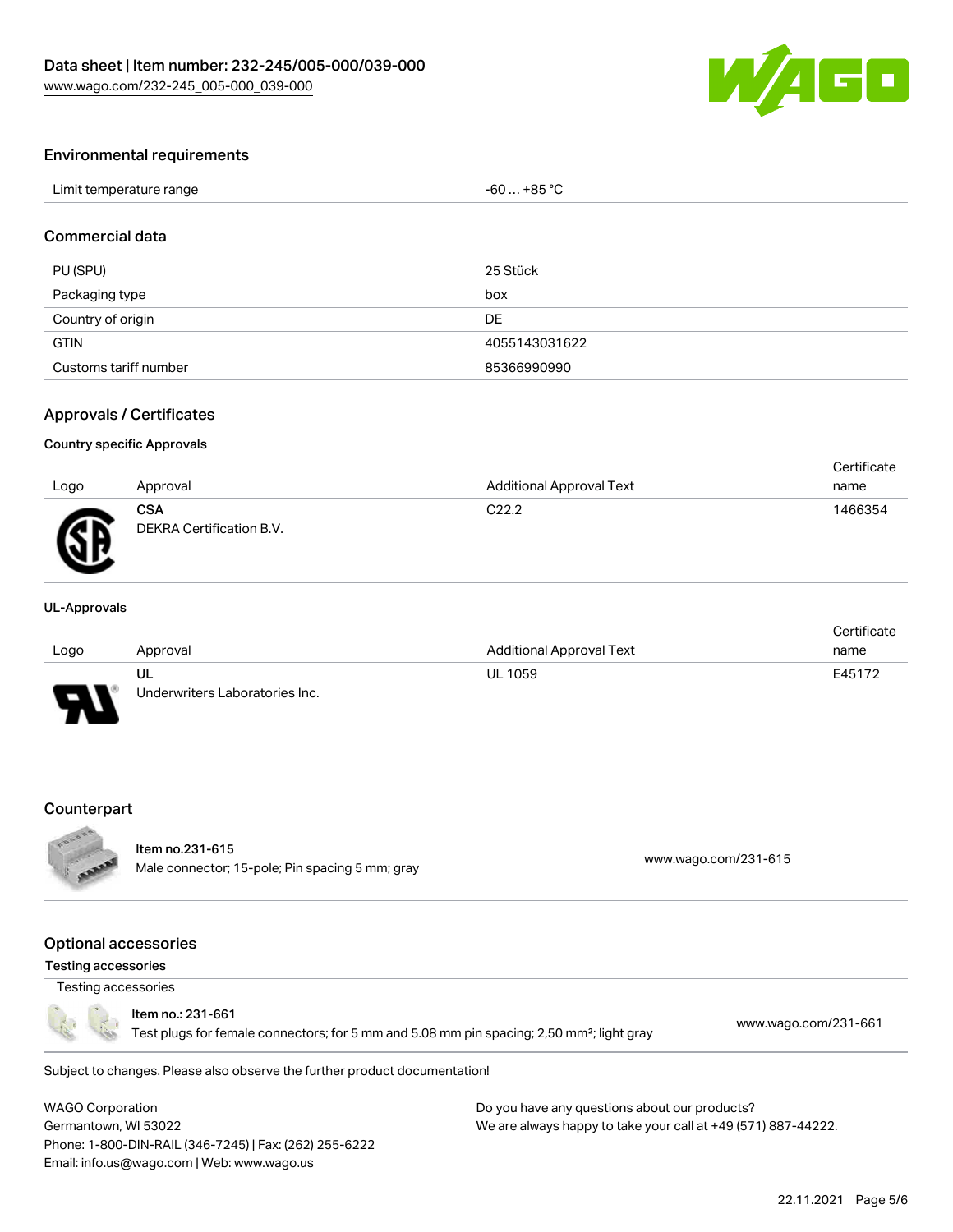## Environmental requirements

| Limit temperature range | -60 … +85 °C |
| --- | --- |

## Commercial data

| PU (SPU) | 25 Stück |
| --- | --- |
| Packaging type | box |
| Country of origin | DE |
| GTIN | 4055143031622 |
| Customs tariff number | 85366990990 |

## Approvals / Certificates

### Country specific Approvals

| Logo | Approval | Additional Approval Text | Certificate name |
| --- | --- | --- | --- |
| | **CSA** DEKRA Certification B.V. | C22.2 | 1466354 |

### UL-Approvals

| Logo | Approval | Additional Approval Text | Certificate name |
| --- | --- | --- | --- |
| | **UL** Underwriters Laboratories Inc. | UL 1059 | E45172 |

## Counterpart

| Item no.231-615 Male connector; 15-pole; Pin spacing 5 mm; gray | www.wago.com/231-615 |
| --- | --- |

## Optional accessories

### Testing accessories

Testing accessories

| Item no.: 231-661 Test plugs for female connectors; for 5 mm and 5.08 mm pin spacing; 2,50 mm²; light gray | www.wago.com/231-661 |
| --- | --- |

Subject to changes. Please also observe the further product documentation!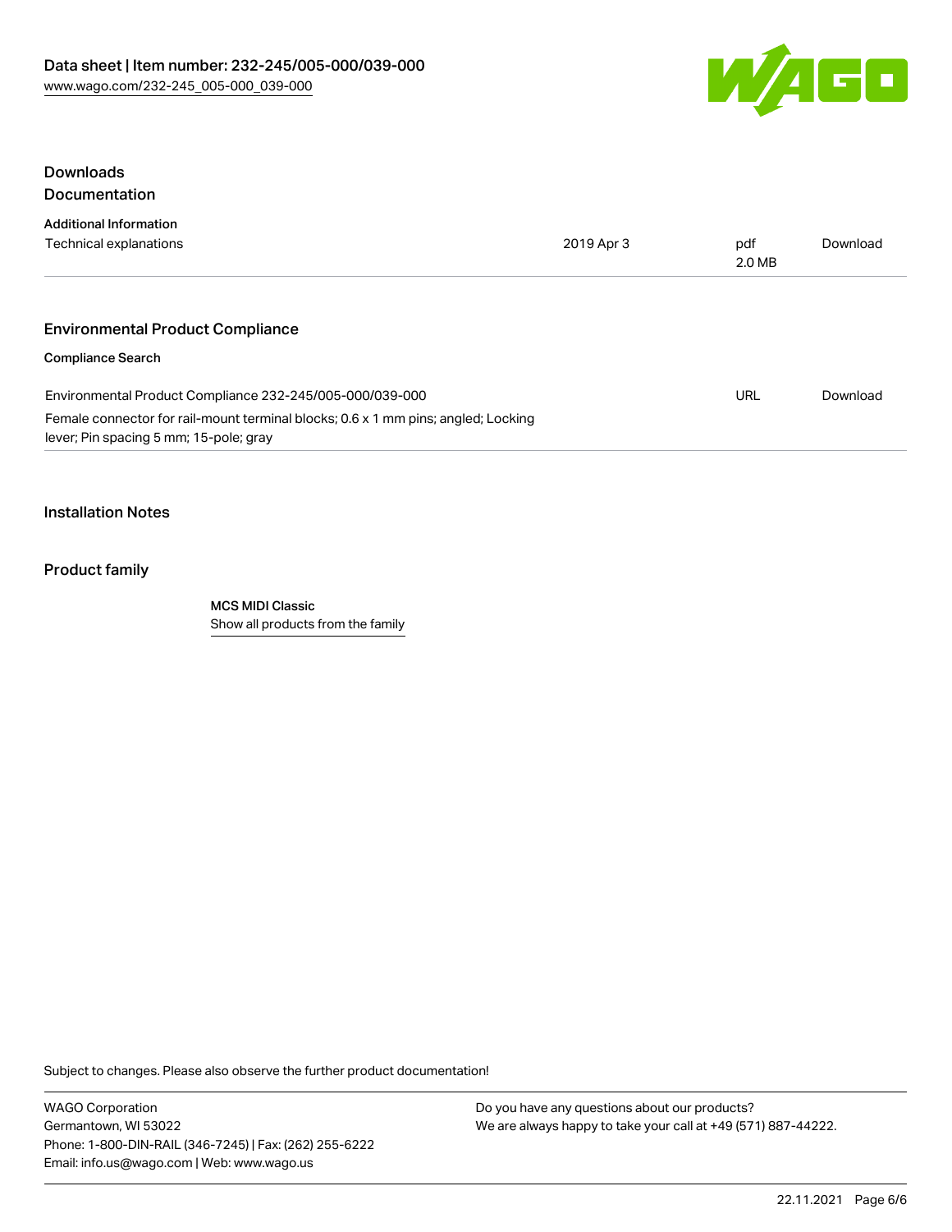## Downloads

### Documentation

**Additional Information**

| | | | |
|---|---|---|---|
| Technical explanations | 2019 Apr 3 | pdf 2.0 MB | Download |

### Environmental Product Compliance

**Compliance Search**

| | | |
|---|---|---|
| Environmental Product Compliance 232-245/005-000/039-000<br>Female connector for rail-mount terminal blocks; 0.6 x 1 mm pins; angled; Locking lever; Pin spacing 5 mm; 15-pole; gray | URL | Download |

### Installation Notes

### Product family

**MCS MIDI Classic**
Show all products from the family

Subject to changes. Please also observe the further product documentation!

WAGO Corporation
Germantown, WI 53022
Phone: 1-800-DIN-RAIL (346-7245) | Fax: (262) 255-6222
Email: info.us@wago.com | Web: www.wago.us

Do you have any questions about our products?
We are always happy to take your call at +49 (571) 887-44222.

22.11.2021